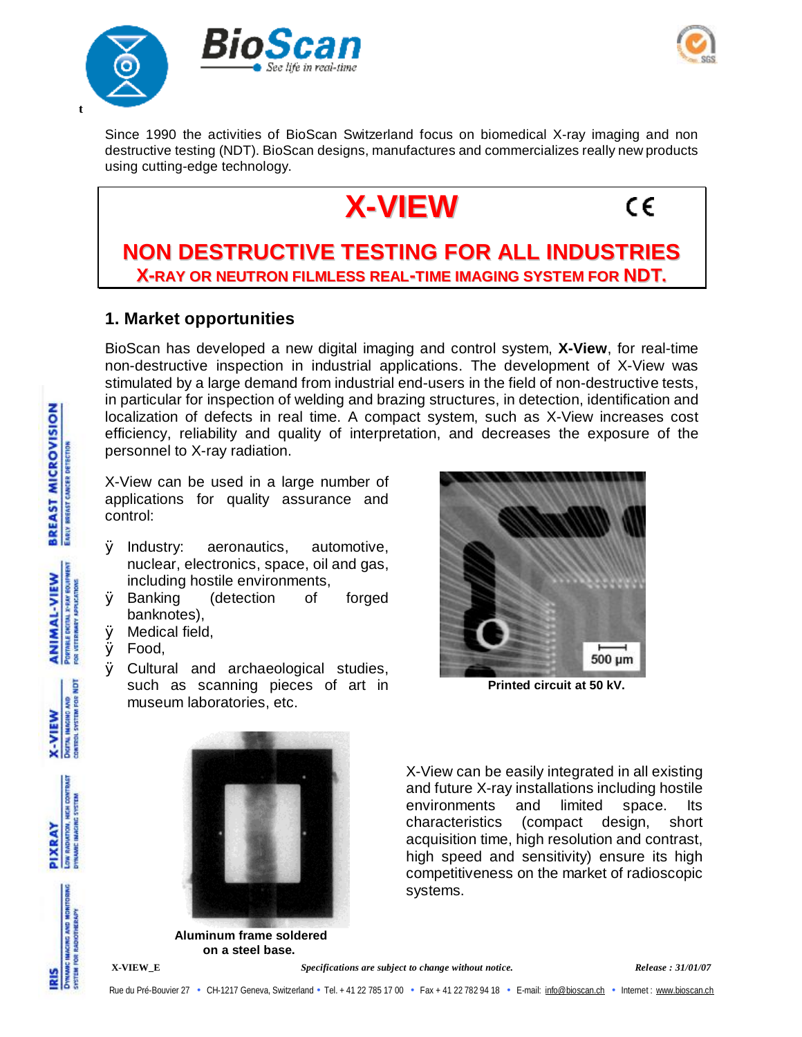BioScan

See life in real-time

Since 1990 the activities of BioScan Switzerland focus on biomedical X-ray imaging and non destructive testing (NDT). BioScan designs, manufactures and commercializes really new products using cutting-edge technology.

# X-VIEW

## NON DESTRUCTIVE TESTING FOR ALL INDUSTRIES

### X-RAY OR NEUTRON FILMLESS REAL-TIME IMAGING SYSTEM FOR NDT.

## 1. Market opportunities

BioScan has developed a new digital imaging and control system, **X-View**, for real-time non-destructive inspection in industrial applications. The development of X-View was stimulated by a large demand from industrial end-users in the field of non-destructive tests, in particular for inspection of welding and brazing structures, in detection, identification and localization of defects in real time. A compact system, such as X-View increases cost efficiency, reliability and quality of interpretation, and decreases the exposure of the personnel to X-ray radiation.

X-View can be used in a large number of applications for quality assurance and control:

- Industry: aeronautics, automotive, nuclear, electronics, space, oil and gas, including hostile environments,
- Banking (detection of forged banknotes),
- Medical field,
- Food,
- Cultural and archaeological studies, such as scanning pieces of art in museum laboratories, etc.

**Printed circuit at 50 kV.**

X-View can be easily integrated in all existing and future X-ray installations including hostile environments and limited space. Its characteristics (compact design, short acquisition time, high resolution and contrast, high speed and sensitivity) ensure its high competitiveness on the market of radioscopic systems.

**Aluminum frame soldered on a steel base.**

*Specifications are subject to change without notice.*

Rue du Pré-Bouvier 27 • CH-1217 Geneva, Switzerland • Tel. + 41 22 785 17 00 • Fax + 41 22 782 94 18 • E-mail: info@bioscan.ch • Internet : www.bioscan.ch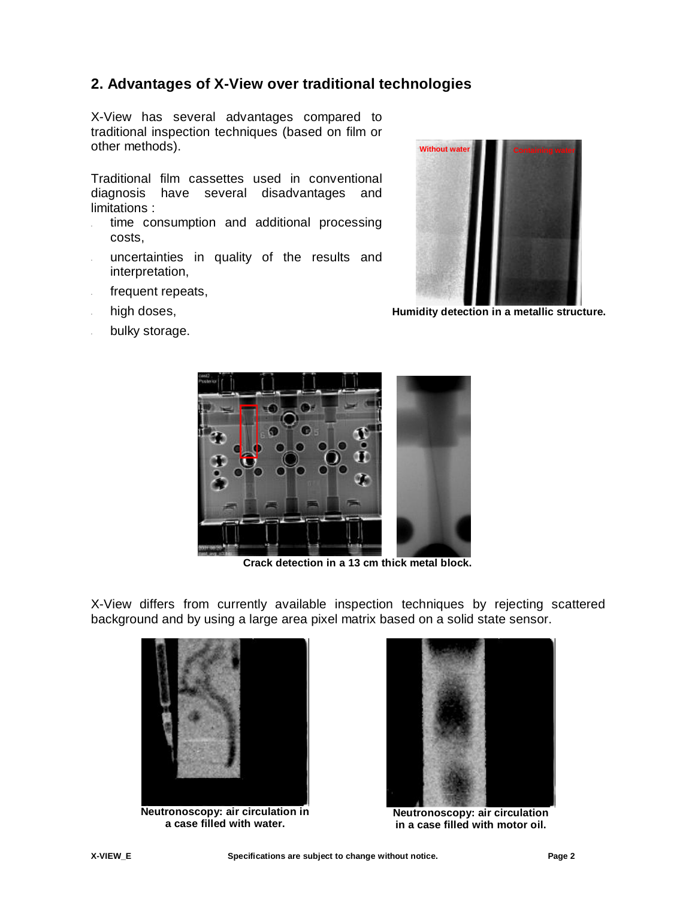## 2. Advantages of X-View over traditional technologies

X-View has several advantages compared to traditional inspection techniques (based on film or other methods).

Traditional film cassettes used in conventional diagnosis have several disadvantages and limitations :

- time consumption and additional processing costs,
- uncertainties in quality of the results and interpretation,
- frequent repeats,
- high doses,
- bulky storage.

**Humidity detection in a metallic structure.**

**Crack detection in a 13 cm thick metal block.**

X-View differs from currently available inspection techniques by rejecting scattered background and by using a large area pixel matrix based on a solid state sensor.

**Neutronoscopy: air circulation in a case filled with water.**

**Neutronoscopy: air circulation in a case filled with motor oil.**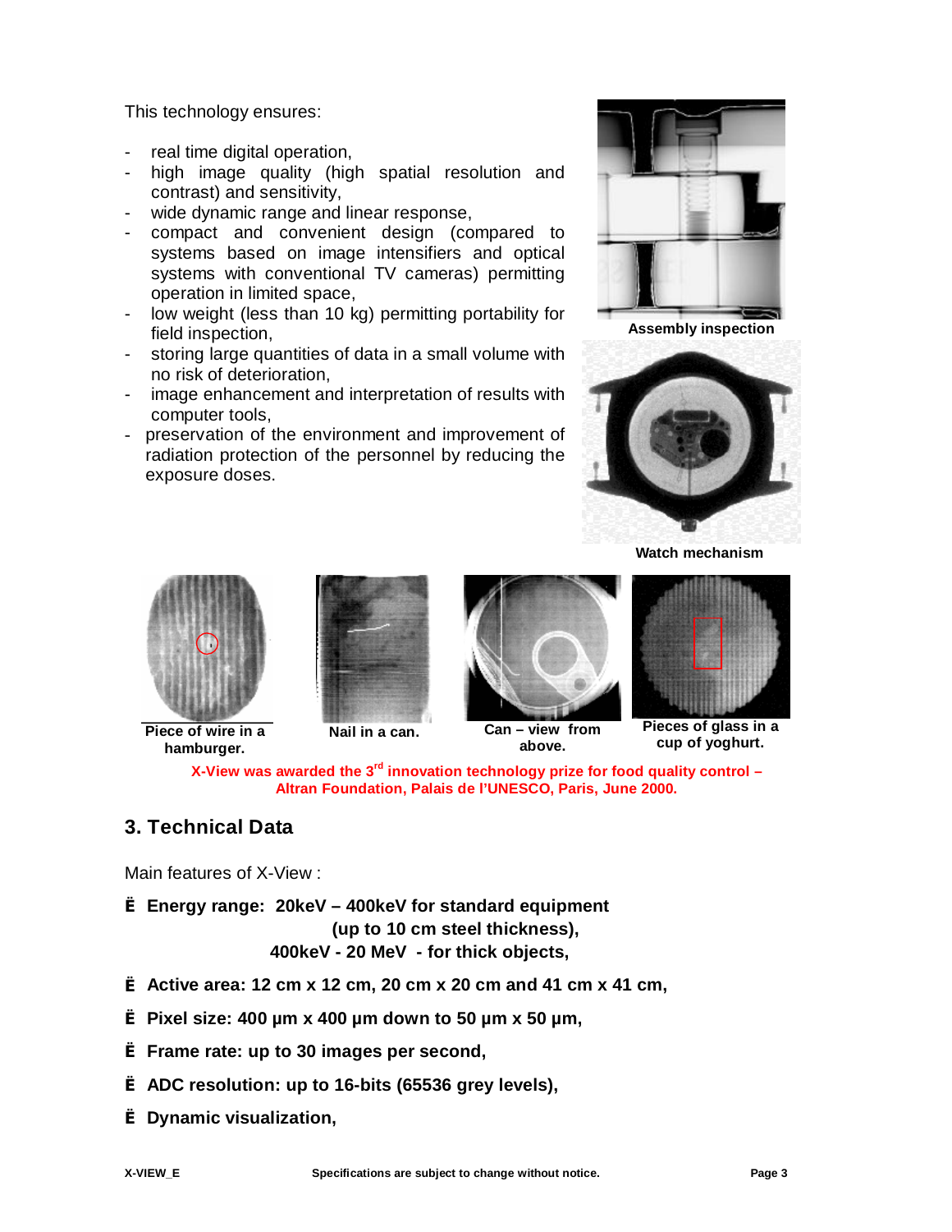This technology ensures:

- real time digital operation,
- high image quality (high spatial resolution and contrast) and sensitivity,
- wide dynamic range and linear response,
- compact and convenient design (compared to systems based on image intensifiers and optical systems with conventional TV cameras) permitting operation in limited space,
- low weight (less than 10 kg) permitting portability for field inspection,
- storing large quantities of data in a small volume with no risk of deterioration,
- image enhancement and interpretation of results with computer tools,
- preservation of the environment and improvement of radiation protection of the personnel by reducing the exposure doses.

**Assembly inspection**

**Watch mechanism**

**Piece of wire in a hamburger.**

**Nail in a can.**

**Can – view from above.**

**Pieces of glass in a cup of yoghurt.**

**X-View was awarded the 3rd innovation technology prize for food quality control – Altran Foundation, Palais de l'UNESCO, Paris, June 2000.**

## 3. Technical Data

Main features of X-View :

- **Energy range: 20keV – 400keV for standard equipment (up to 10 cm steel thickness), 400keV - 20 MeV - for thick objects,**
- **Active area: 12 cm x 12 cm, 20 cm x 20 cm and 41 cm x 41 cm,**
- **Pixel size: 400 µm x 400 µm down to 50 µm x 50 µm,**
- **Frame rate: up to 30 images per second,**
- **ADC resolution: up to 16-bits (65536 grey levels),**
- **Dynamic visualization,**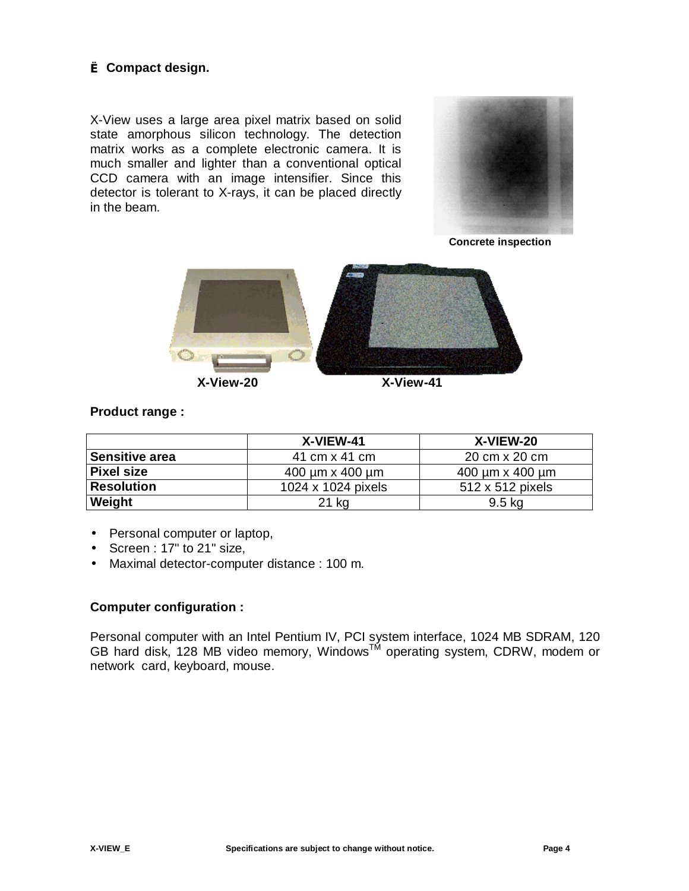Ë Compact design.

X-View uses a large area pixel matrix based on solid state amorphous silicon technology. The detection matrix works as a complete electronic camera. It is much smaller and lighter than a conventional optical CCD camera with an image intensifier. Since this detector is tolerant to X-rays, it can be placed directly in the beam.

**Concrete inspection**

**X-View-20** **X-View-41**

**Product range :**

| | X-VIEW-41 | X-VIEW-20 |
|---|---|---|
| **Sensitive area** | 41 cm x 41 cm | 20 cm x 20 cm |
| **Pixel size** | 400 µm x 400 µm | 400 µm x 400 µm |
| **Resolution** | 1024 x 1024 pixels | 512 x 512 pixels |
| **Weight** | 21 kg | 9.5 kg |

- Personal computer or laptop,
- Screen : 17" to 21" size,
- Maximal detector-computer distance : 100 m.

**Computer configuration :**

Personal computer with an Intel Pentium IV, PCI system interface, 1024 MB SDRAM, 120 GB hard disk, 128 MB video memory, Windows™ operating system, CDRW, modem or network card, keyboard, mouse.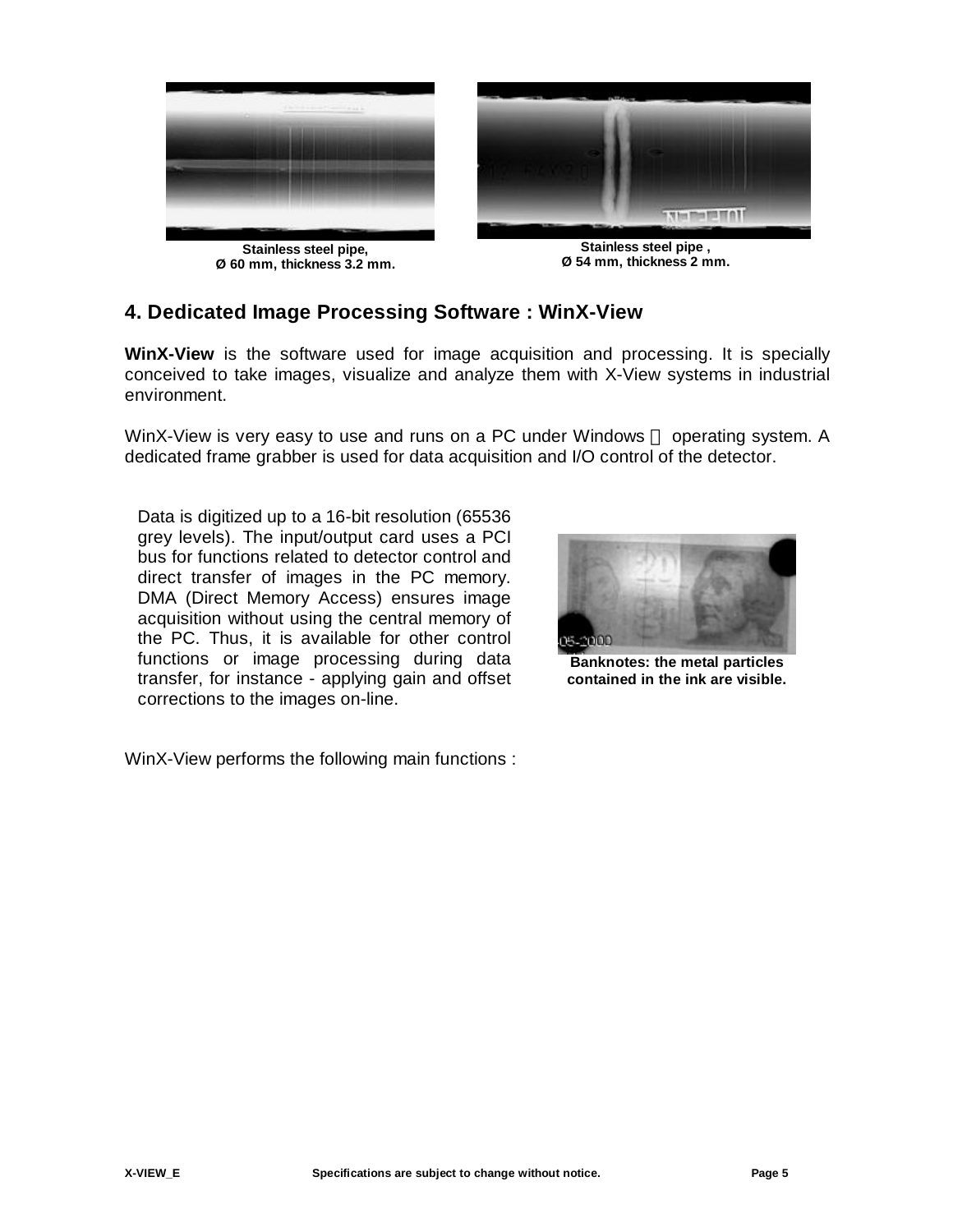Stainless steel pipe,
Ø 60 mm, thickness 3.2 mm.

Stainless steel pipe ,
Ø 54 mm, thickness 2 mm.

## 4. Dedicated Image Processing Software : WinX-View

**WinX-View** is the software used for image acquisition and processing. It is specially conceived to take images, visualize and analyze them with X-View systems in industrial environment.

WinX-View is very easy to use and runs on a PC under Windows  operating system. A dedicated frame grabber is used for data acquisition and I/O control of the detector.

Data is digitized up to a 16-bit resolution (65536 grey levels). The input/output card uses a PCI bus for functions related to detector control and direct transfer of images in the PC memory. DMA (Direct Memory Access) ensures image acquisition without using the central memory of the PC. Thus, it is available for other control functions or image processing during data transfer, for instance - applying gain and offset corrections to the images on-line.

Banknotes: the metal particles contained in the ink are visible.

WinX-View performs the following main functions :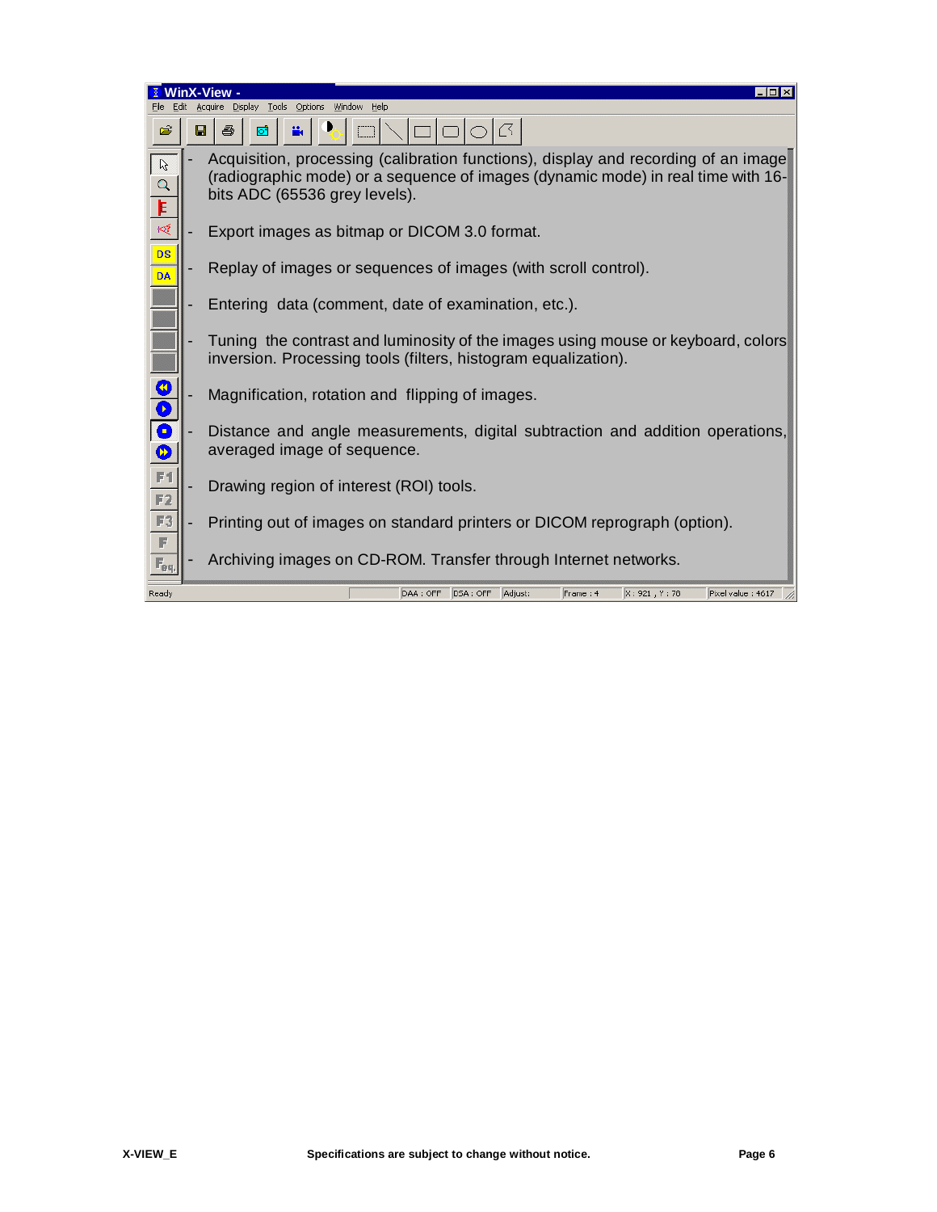WinX-View -

File Edit Acquire Display Tools Options Window Help

- Acquisition, processing (calibration functions), display and recording of an image (radiographic mode) or a sequence of images (dynamic mode) in real time with 16-bits ADC (65536 grey levels).
- Export images as bitmap or DICOM 3.0 format.
- Replay of images or sequences of images (with scroll control).
- Entering data (comment, date of examination, etc.).
- Tuning the contrast and luminosity of the images using mouse or keyboard, colors inversion. Processing tools (filters, histogram equalization).
- Magnification, rotation and flipping of images.
- Distance and angle measurements, digital subtraction and addition operations, averaged image of sequence.
- Drawing region of interest (ROI) tools.
- Printing out of images on standard printers or DICOM reprograph (option).
- Archiving images on CD-ROM. Transfer through Internet networks.

Ready | DAA : OFF | DSA : OFF | Adjust: | Frame : 4 | X : 921 , Y : 78 | Pixel value : 4617

X-VIEW_E Specifications are subject to change without notice.